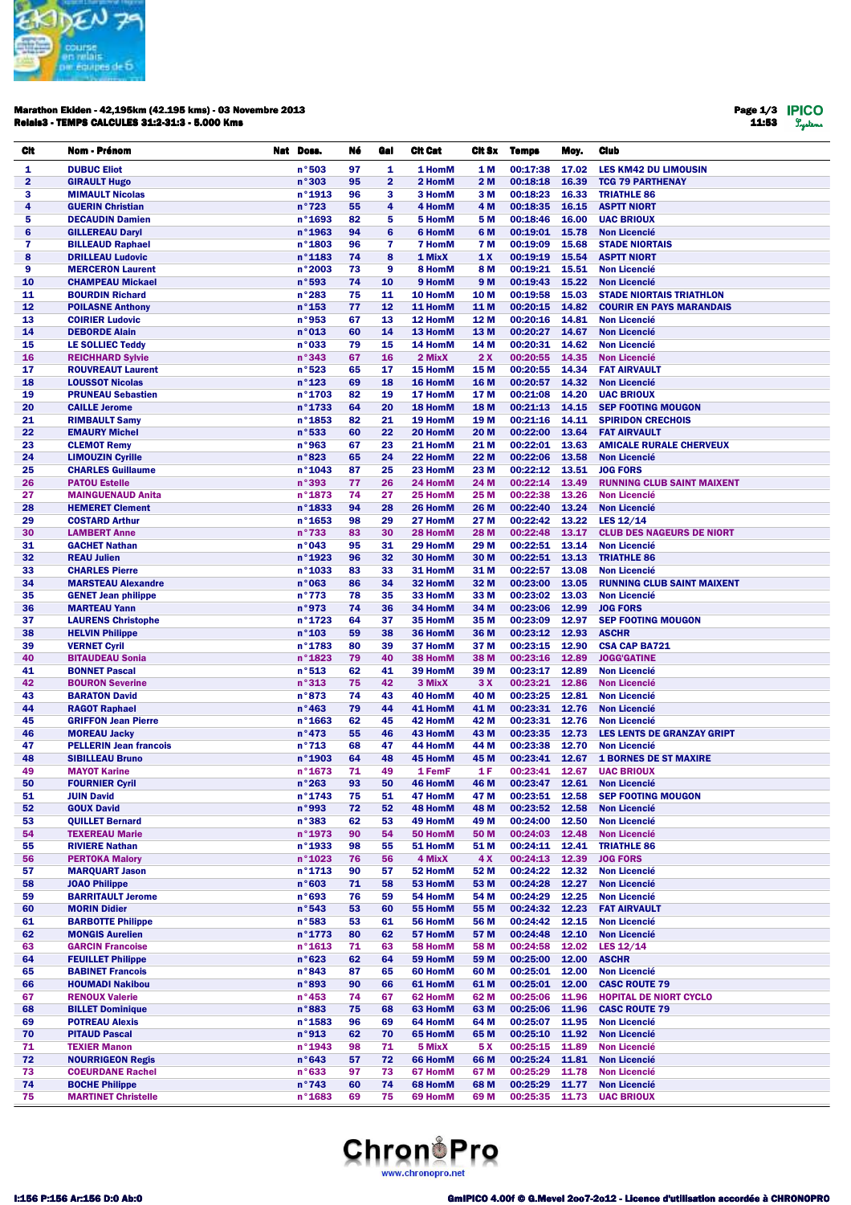**Marathon Ekiden - 42,195km (42.195 kms) - 03 Novembre 2013**
**Relais3 - TEMPS CALCULES 31:2-31:3 - 5.000 Kms**

11:53

| Clt | Nom - Prénom | Nat | Doss. | Né | Gal | Clt Cat | Clt Sx | Temps | Moy. | Club |
|---|---|---|---|---|---|---|---|---|---|---|
| 1 | DUBUC Eliot | | n°503 | 97 | 1 | 1 HomM | 1 M | 00:17:38 | 17.02 | LES KM42 DU LIMOUSIN |
| 2 | GIRAULT Hugo | | n°303 | 95 | 2 | 2 HomM | 2 M | 00:18:18 | 16.39 | TCG 79 PARTHENAY |
| 3 | MIMAULT Nicolas | | n°1913 | 96 | 3 | 3 HomM | 3 M | 00:18:23 | 16.33 | TRIATHLE 86 |
| 4 | GUERIN Christian | | n°723 | 55 | 4 | 4 HomM | 4 M | 00:18:35 | 16.15 | ASPTT NIORT |
| 5 | DECAUDIN Damien | | n°1693 | 82 | 5 | 5 HomM | 5 M | 00:18:46 | 16.00 | UAC BRIOUX |
| 6 | GILLEREAU Daryl | | n°1963 | 94 | 6 | 6 HomM | 6 M | 00:19:01 | 15.78 | Non Licencié |
| 7 | BILLEAUD Raphael | | n°1803 | 96 | 7 | 7 HomM | 7 M | 00:19:09 | 15.68 | STADE NIORTAIS |
| 8 | DRILLEAU Ludovic | | n°1183 | 74 | 8 | 1 MixX | 1 X | 00:19:19 | 15.54 | ASPTT NIORT |
| 9 | MERCERON Laurent | | n°2003 | 73 | 9 | 8 HomM | 8 M | 00:19:21 | 15.51 | Non Licencié |
| 10 | CHAMPEAU Mickael | | n°593 | 74 | 10 | 9 HomM | 9 M | 00:19:43 | 15.22 | Non Licencié |
| 11 | BOURDIN Richard | | n°283 | 75 | 11 | 10 HomM | 10 M | 00:19:58 | 15.03 | STADE NIORTAIS TRIATHLON |
| 12 | POILASNE Anthony | | n°153 | 77 | 12 | 11 HomM | 11 M | 00:20:15 | 14.82 | COURIR EN PAYS MARANDAIS |
| 13 | COIRIER Ludovic | | n°953 | 67 | 13 | 12 HomM | 12 M | 00:20:16 | 14.81 | Non Licencié |
| 14 | DEBORDE Alain | | n°013 | 60 | 14 | 13 HomM | 13 M | 00:20:27 | 14.67 | Non Licencié |
| 15 | LE SOLLIEC Teddy | | n°033 | 79 | 15 | 14 HomM | 14 M | 00:20:31 | 14.62 | Non Licencié |
| 16 | REICHHARD Sylvie | | n°343 | 67 | 16 | 2 MixX | 2 X | 00:20:55 | 14.35 | Non Licencié |
| 17 | ROUVREAUT Laurent | | n°523 | 65 | 17 | 15 HomM | 15 M | 00:20:55 | 14.34 | FAT AIRVAULT |
| 18 | LOUSSOT Nicolas | | n°123 | 69 | 18 | 16 HomM | 16 M | 00:20:57 | 14.32 | Non Licencié |
| 19 | PRUNEAU Sebastien | | n°1703 | 82 | 19 | 17 HomM | 17 M | 00:21:08 | 14.20 | UAC BRIOUX |
| 20 | CAILLE Jerome | | n°1733 | 64 | 20 | 18 HomM | 18 M | 00:21:13 | 14.15 | SEP FOOTING MOUGON |
| 21 | RIMBAULT Samy | | n°1853 | 82 | 21 | 19 HomM | 19 M | 00:21:16 | 14.11 | SPIRIDON CRECHOIS |
| 22 | EMAURY Michel | | n°533 | 60 | 22 | 20 HomM | 20 M | 00:22:00 | 13.64 | FAT AIRVAULT |
| 23 | CLEMOT Remy | | n°963 | 67 | 23 | 21 HomM | 21 M | 00:22:01 | 13.63 | AMICALE RURALE CHERVEUX |
| 24 | LIMOUZIN Cyrille | | n°823 | 65 | 24 | 22 HomM | 22 M | 00:22:06 | 13.58 | Non Licencié |
| 25 | CHARLES Guillaume | | n°1043 | 87 | 25 | 23 HomM | 23 M | 00:22:12 | 13.51 | JOG FORS |
| 26 | PATOU Estelle | | n°393 | 77 | 26 | 24 HomM | 24 M | 00:22:14 | 13.49 | RUNNING CLUB SAINT MAIXENT |
| 27 | MAINGUENAUD Anita | | n°1873 | 74 | 27 | 25 HomM | 25 M | 00:22:38 | 13.26 | Non Licencié |
| 28 | HEMERET Clement | | n°1833 | 94 | 28 | 26 HomM | 26 M | 00:22:40 | 13.24 | Non Licencié |
| 29 | COSTARD Arthur | | n°1653 | 98 | 29 | 27 HomM | 27 M | 00:22:42 | 13.22 | LES 12/14 |
| 30 | LAMBERT Anne | | n°733 | 83 | 30 | 28 HomM | 28 M | 00:22:48 | 13.17 | CLUB DES NAGEURS DE NIORT |
| 31 | GACHET Nathan | | n°043 | 95 | 31 | 29 HomM | 29 M | 00:22:51 | 13.14 | Non Licencié |
| 32 | REAU Julien | | n°1923 | 96 | 32 | 30 HomM | 30 M | 00:22:51 | 13.13 | TRIATHLE 86 |
| 33 | CHARLES Pierre | | n°1033 | 83 | 33 | 31 HomM | 31 M | 00:22:57 | 13.08 | Non Licencié |
| 34 | MARSTEAU Alexandre | | n°063 | 86 | 34 | 32 HomM | 32 M | 00:23:00 | 13.05 | RUNNING CLUB SAINT MAIXENT |
| 35 | GENET Jean philippe | | n°773 | 78 | 35 | 33 HomM | 33 M | 00:23:02 | 13.03 | Non Licencié |
| 36 | MARTEAU Yann | | n°973 | 74 | 36 | 34 HomM | 34 M | 00:23:06 | 12.99 | JOG FORS |
| 37 | LAURENS Christophe | | n°1723 | 64 | 37 | 35 HomM | 35 M | 00:23:09 | 12.97 | SEP FOOTING MOUGON |
| 38 | HELVIN Philippe | | n°103 | 59 | 38 | 36 HomM | 36 M | 00:23:12 | 12.93 | ASCHR |
| 39 | VERNET Cyril | | n°1783 | 80 | 39 | 37 HomM | 37 M | 00:23:15 | 12.90 | CSA CAP BA721 |
| 40 | BITAUDEAU Sonia | | n°1823 | 79 | 40 | 38 HomM | 38 M | 00:23:16 | 12.89 | JOGG'GATINE |
| 41 | BONNET Pascal | | n°513 | 62 | 41 | 39 HomM | 39 M | 00:23:17 | 12.89 | Non Licencié |
| 42 | BOURON Severine | | n°313 | 75 | 42 | 3 MixX | 3 X | 00:23:21 | 12.86 | Non Licencié |
| 43 | BARATON David | | n°873 | 74 | 43 | 40 HomM | 40 M | 00:23:25 | 12.81 | Non Licencié |
| 44 | RAGOT Raphael | | n°463 | 79 | 44 | 41 HomM | 41 M | 00:23:31 | 12.76 | Non Licencié |
| 45 | GRIFFON Jean Pierre | | n°1663 | 62 | 45 | 42 HomM | 42 M | 00:23:31 | 12.76 | Non Licencié |
| 46 | MOREAU Jacky | | n°473 | 55 | 46 | 43 HomM | 43 M | 00:23:35 | 12.73 | LES LENTS DE GRANZAY GRIPT |
| 47 | PELLERIN Jean francois | | n°713 | 68 | 47 | 44 HomM | 44 M | 00:23:38 | 12.70 | Non Licencié |
| 48 | SIBILLEAU Bruno | | n°1903 | 64 | 48 | 45 HomM | 45 M | 00:23:41 | 12.67 | 1 BORNES DE ST MAXIRE |
| 49 | MAYOT Karine | | n°1673 | 71 | 49 | 1 FemF | 1 F | 00:23:41 | 12.67 | UAC BRIOUX |
| 50 | FOURNIER Cyril | | n°263 | 93 | 50 | 46 HomM | 46 M | 00:23:47 | 12.61 | Non Licencié |
| 51 | JUIN David | | n°1743 | 75 | 51 | 47 HomM | 47 M | 00:23:51 | 12.58 | SEP FOOTING MOUGON |
| 52 | GOUX David | | n°993 | 72 | 52 | 48 HomM | 48 M | 00:23:52 | 12.58 | Non Licencié |
| 53 | QUILLET Bernard | | n°383 | 62 | 53 | 49 HomM | 49 M | 00:24:00 | 12.50 | Non Licencié |
| 54 | TEXEREAU Marie | | n°1973 | 90 | 54 | 50 HomM | 50 M | 00:24:03 | 12.48 | Non Licencié |
| 55 | RIVIERE Nathan | | n°1933 | 98 | 55 | 51 HomM | 51 M | 00:24:11 | 12.41 | TRIATHLE 86 |
| 56 | PERTOKA Malory | | n°1023 | 76 | 56 | 4 MixX | 4 X | 00:24:13 | 12.39 | JOG FORS |
| 57 | MARQUART Jason | | n°1713 | 90 | 57 | 52 HomM | 52 M | 00:24:22 | 12.32 | Non Licencié |
| 58 | JOAO Philippe | | n°603 | 71 | 58 | 53 HomM | 53 M | 00:24:28 | 12.27 | Non Licencié |
| 59 | BARRITAULT Jerome | | n°693 | 76 | 59 | 54 HomM | 54 M | 00:24:29 | 12.25 | Non Licencié |
| 60 | MORIN Didier | | n°543 | 53 | 60 | 55 HomM | 55 M | 00:24:32 | 12.23 | FAT AIRVAULT |
| 61 | BARBOTTE Philippe | | n°583 | 53 | 61 | 56 HomM | 56 M | 00:24:42 | 12.15 | Non Licencié |
| 62 | MONGIS Aurelien | | n°1773 | 80 | 62 | 57 HomM | 57 M | 00:24:48 | 12.10 | Non Licencié |
| 63 | GARCIN Francoise | | n°1613 | 71 | 63 | 58 HomM | 58 M | 00:24:58 | 12.02 | LES 12/14 |
| 64 | FEUILLET Philippe | | n°623 | 62 | 64 | 59 HomM | 59 M | 00:25:00 | 12.00 | ASCHR |
| 65 | BABINET Francois | | n°843 | 87 | 65 | 60 HomM | 60 M | 00:25:01 | 12.00 | Non Licencié |
| 66 | HOUMADI Nakibou | | n°893 | 90 | 66 | 61 HomM | 61 M | 00:25:01 | 12.00 | CASC ROUTE 79 |
| 67 | RENOUX Valerie | | n°453 | 74 | 67 | 62 HomM | 62 M | 00:25:06 | 11.96 | HOPITAL DE NIORT CYCLO |
| 68 | BILLET Dominique | | n°883 | 75 | 68 | 63 HomM | 63 M | 00:25:06 | 11.96 | CASC ROUTE 79 |
| 69 | POTREAU Alexis | | n°1583 | 96 | 69 | 64 HomM | 64 M | 00:25:07 | 11.95 | Non Licencié |
| 70 | PITAUD Pascal | | n°913 | 62 | 70 | 65 HomM | 65 M | 00:25:10 | 11.92 | Non Licencié |
| 71 | TEXIER Manon | | n°1943 | 98 | 71 | 5 MixX | 5 X | 00:25:15 | 11.89 | Non Licencié |
| 72 | NOURRIGEON Regis | | n°643 | 57 | 72 | 66 HomM | 66 M | 00:25:24 | 11.81 | Non Licencié |
| 73 | COEURDANE Rachel | | n°633 | 97 | 73 | 67 HomM | 67 M | 00:25:29 | 11.78 | Non Licencié |
| 74 | BOCHE Philippe | | n°743 | 60 | 74 | 68 HomM | 68 M | 00:25:29 | 11.77 | Non Licencié |
| 75 | MARTINET Christelle | | n°1683 | 69 | 75 | 69 HomM | 69 M | 00:25:35 | 11.73 | UAC BRIOUX |

I:156 P:156 Ar:156 D:0 Ab:0

GmIPICO 4.00f © G.Mevel 2007-2012 - Licence d'utilisation accordée à CHRONOPRO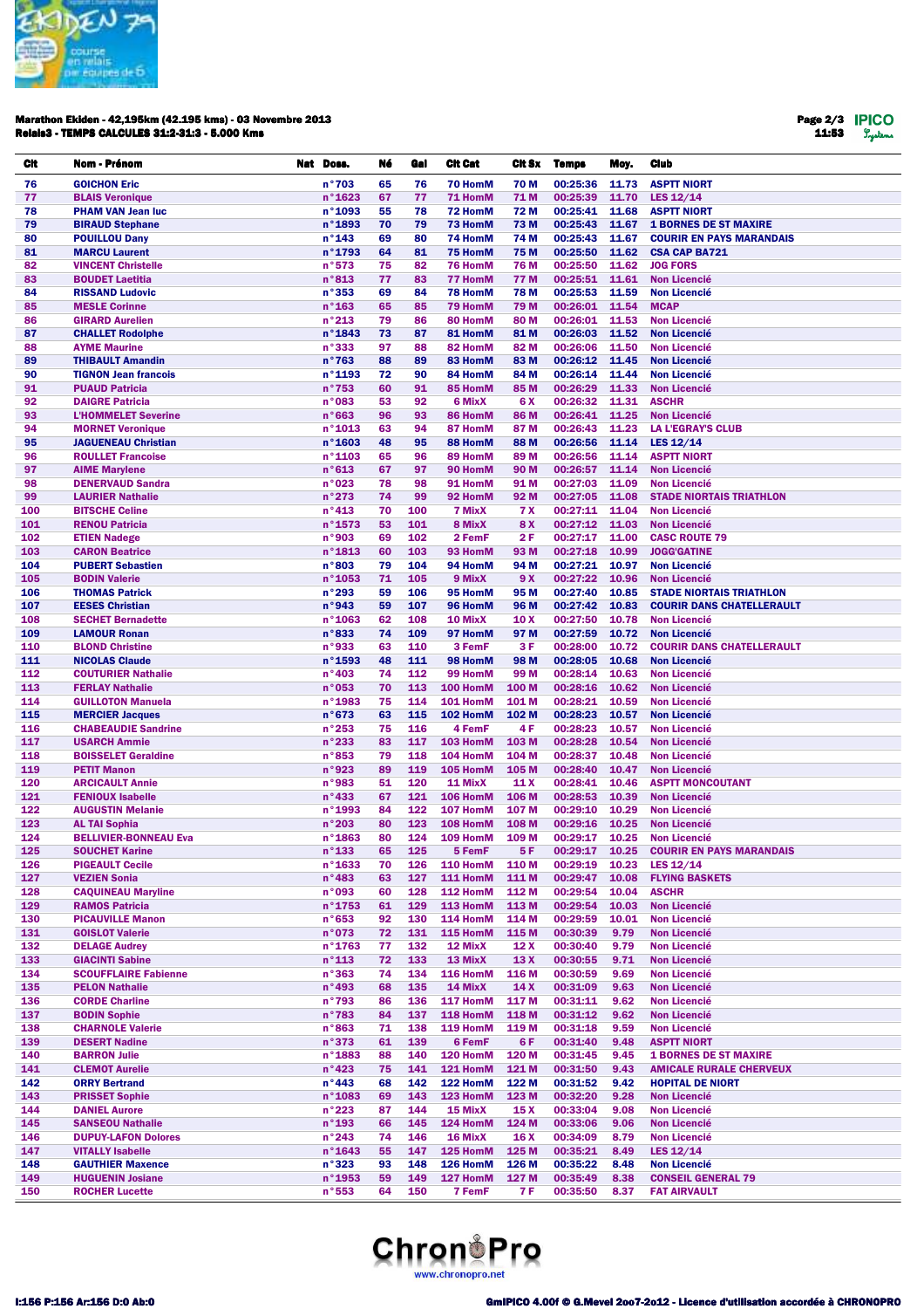**Marathon Ekiden - 42,195km (42.195 kms) - 03 Novembre 2013**
**Relais3 - TEMPS CALCULES 31:2-31:3 - 5.000 Kms**

11:53

| Clt | Nom - Prénom | Nat | Doss. | Né | Gal | Clt Cat | Clt Sx | Temps | Moy. | Club |
|---|---|---|---|---|---|---|---|---|---|---|
| 76 | GOICHON Eric | | n°703 | 65 | 76 | 70 HomM | 70 M | 00:25:36 | 11.73 | ASPTT NIORT |
| 77 | BLAIS Veronique | | n°1623 | 67 | 77 | 71 HomM | 71 M | 00:25:39 | 11.70 | LES 12/14 |
| 78 | PHAM VAN Jean luc | | n°1093 | 55 | 78 | 72 HomM | 72 M | 00:25:41 | 11.68 | ASPTT NIORT |
| 79 | BIRAUD Stephane | | n°1893 | 70 | 79 | 73 HomM | 73 M | 00:25:43 | 11.67 | 1 BORNES DE ST MAXIRE |
| 80 | POUILLOU Dany | | n°143 | 69 | 80 | 74 HomM | 74 M | 00:25:43 | 11.67 | COURIR EN PAYS MARANDAIS |
| 81 | MARCU Laurent | | n°1793 | 64 | 81 | 75 HomM | 75 M | 00:25:50 | 11.62 | CSA CAP BA721 |
| 82 | VINCENT Christelle | | n°573 | 75 | 82 | 76 HomM | 76 M | 00:25:50 | 11.62 | JOG FORS |
| 83 | BOUDET Laetitia | | n°813 | 77 | 83 | 77 HomM | 77 M | 00:25:51 | 11.61 | Non Licencié |
| 84 | RISSAND Ludovic | | n°353 | 69 | 84 | 78 HomM | 78 M | 00:25:53 | 11.59 | Non Licencié |
| 85 | MESLE Corinne | | n°163 | 65 | 85 | 79 HomM | 79 M | 00:26:01 | 11.54 | MCAP |
| 86 | GIRARD Aurelien | | n°213 | 79 | 86 | 80 HomM | 80 M | 00:26:01 | 11.53 | Non Licencié |
| 87 | CHALLET Rodolphe | | n°1843 | 73 | 87 | 81 HomM | 81 M | 00:26:03 | 11.52 | Non Licencié |
| 88 | AYME Maurine | | n°333 | 97 | 88 | 82 HomM | 82 M | 00:26:06 | 11.50 | Non Licencié |
| 89 | THIBAULT Amandin | | n°763 | 88 | 89 | 83 HomM | 83 M | 00:26:12 | 11.45 | Non Licencié |
| 90 | TIGNON Jean francois | | n°1193 | 72 | 90 | 84 HomM | 84 M | 00:26:14 | 11.44 | Non Licencié |
| 91 | PUAUD Patricia | | n°753 | 60 | 91 | 85 HomM | 85 M | 00:26:29 | 11.33 | Non Licencié |
| 92 | DAIGRE Patricia | | n°083 | 53 | 92 | 6 MixX | 6 X | 00:26:32 | 11.31 | ASCHR |
| 93 | L'HOMMELET Severine | | n°663 | 96 | 93 | 86 HomM | 86 M | 00:26:41 | 11.25 | Non Licencié |
| 94 | MORNET Veronique | | n°1013 | 63 | 94 | 87 HomM | 87 M | 00:26:43 | 11.23 | LA L'EGRAY'S CLUB |
| 95 | JAGUENEAU Christian | | n°1603 | 48 | 95 | 88 HomM | 88 M | 00:26:56 | 11.14 | LES 12/14 |
| 96 | ROULLET Francoise | | n°1103 | 65 | 96 | 89 HomM | 89 M | 00:26:56 | 11.14 | ASPTT NIORT |
| 97 | AIME Marylene | | n°613 | 67 | 97 | 90 HomM | 90 M | 00:26:57 | 11.14 | Non Licencié |
| 98 | DENERVAUD Sandra | | n°023 | 78 | 98 | 91 HomM | 91 M | 00:27:03 | 11.09 | Non Licencié |
| 99 | LAURIER Nathalie | | n°273 | 74 | 99 | 92 HomM | 92 M | 00:27:05 | 11.08 | STADE NIORTAIS TRIATHLON |
| 100 | BITSCHE Celine | | n°413 | 70 | 100 | 7 MixX | 7 X | 00:27:11 | 11.04 | Non Licencié |
| 101 | RENOU Patricia | | n°1573 | 53 | 101 | 8 MixX | 8 X | 00:27:12 | 11.03 | Non Licencié |
| 102 | ETIEN Nadege | | n°903 | 69 | 102 | 2 FemF | 2 F | 00:27:17 | 11.00 | CASC ROUTE 79 |
| 103 | CARON Beatrice | | n°1813 | 60 | 103 | 93 HomM | 93 M | 00:27:18 | 10.99 | JOGG'GATINE |
| 104 | PUBERT Sebastien | | n°803 | 79 | 104 | 94 HomM | 94 M | 00:27:21 | 10.97 | Non Licencié |
| 105 | BODIN Valerie | | n°1053 | 71 | 105 | 9 MixX | 9 X | 00:27:22 | 10.96 | Non Licencié |
| 106 | THOMAS Patrick | | n°293 | 59 | 106 | 95 HomM | 95 M | 00:27:40 | 10.85 | STADE NIORTAIS TRIATHLON |
| 107 | EESES Christian | | n°943 | 59 | 107 | 96 HomM | 96 M | 00:27:42 | 10.83 | COURIR DANS CHATELLERAULT |
| 108 | SECHET Bernadette | | n°1063 | 62 | 108 | 10 MixX | 10 X | 00:27:50 | 10.78 | Non Licencié |
| 109 | LAMOUR Ronan | | n°833 | 74 | 109 | 97 HomM | 97 M | 00:27:59 | 10.72 | Non Licencié |
| 110 | BLOND Christine | | n°933 | 63 | 110 | 3 FemF | 3 F | 00:28:00 | 10.72 | COURIR DANS CHATELLERAULT |
| 111 | NICOLAS Claude | | n°1593 | 48 | 111 | 98 HomM | 98 M | 00:28:05 | 10.68 | Non Licencié |
| 112 | COUTURIER Nathalie | | n°403 | 74 | 112 | 99 HomM | 99 M | 00:28:14 | 10.63 | Non Licencié |
| 113 | FERLAY Nathalie | | n°053 | 70 | 113 | 100 HomM | 100 M | 00:28:16 | 10.62 | Non Licencié |
| 114 | GUILLOTON Manuela | | n°1983 | 75 | 114 | 101 HomM | 101 M | 00:28:21 | 10.59 | Non Licencié |
| 115 | MERCIER Jacques | | n°673 | 63 | 115 | 102 HomM | 102 M | 00:28:23 | 10.57 | Non Licencié |
| 116 | CHABEAUDIE Sandrine | | n°253 | 75 | 116 | 4 FemF | 4 F | 00:28:23 | 10.57 | Non Licencié |
| 117 | USARCH Ammie | | n°233 | 83 | 117 | 103 HomM | 103 M | 00:28:28 | 10.54 | Non Licencié |
| 118 | BOISSELET Geraldine | | n°853 | 79 | 118 | 104 HomM | 104 M | 00:28:37 | 10.48 | Non Licencié |
| 119 | PETIT Manon | | n°923 | 89 | 119 | 105 HomM | 105 M | 00:28:40 | 10.47 | Non Licencié |
| 120 | ARCICAULT Annie | | n°983 | 51 | 120 | 11 MixX | 11 X | 00:28:41 | 10.46 | ASPTT MONCOUTANT |
| 121 | FENIOUX Isabelle | | n°433 | 67 | 121 | 106 HomM | 106 M | 00:28:53 | 10.39 | Non Licencié |
| 122 | AUGUSTIN Melanie | | n°1993 | 80 | 122 | 107 HomM | 107 M | 00:29:10 | 10.29 | Non Licencié |
| 123 | AL TAI Sophia | | n°203 | 80 | 123 | 108 HomM | 108 M | 00:29:16 | 10.25 | Non Licencié |
| 124 | BELLIVIER-BONNEAU Eva | | n°1863 | 80 | 124 | 109 HomM | 109 M | 00:29:17 | 10.25 | Non Licencié |
| 125 | SOUCHET Karine | | n°133 | 65 | 125 | 5 FemF | 5 F | 00:29:17 | 10.25 | COURIR EN PAYS MARANDAIS |
| 126 | PIGEAULT Cecile | | n°1633 | 70 | 126 | 110 HomM | 110 M | 00:29:19 | 10.23 | LES 12/14 |
| 127 | VEZIEN Sonia | | n°483 | 73 | 127 | 111 HomM | 111 M | 00:29:47 | 10.08 | FLYING BASKETS |
| 128 | CAQUINEAU Maryline | | n°093 | 60 | 128 | 112 HomM | 112 M | 00:29:54 | 10.04 | ASCHR |
| 129 | RAMOS Patricia | | n°1753 | 61 | 129 | 113 HomM | 113 M | 00:29:54 | 10.03 | Non Licencié |
| 130 | PICAUVILLE Manon | | n°653 | 92 | 130 | 114 HomM | 114 M | 00:29:59 | 10.01 | Non Licencié |
| 131 | GOISLOT Valerie | | n°073 | 72 | 131 | 115 HomM | 115 M | 00:30:39 | 9.79 | Non Licencié |
| 132 | DELAGE Audrey | | n°1763 | 77 | 132 | 12 MixX | 12 X | 00:30:40 | 9.79 | Non Licencié |
| 133 | GIACINTI Sabine | | n°113 | 72 | 133 | 13 MixX | 13 X | 00:30:55 | 9.71 | Non Licencié |
| 134 | SCOUFFLAIRE Fabienne | | n°363 | 74 | 134 | 116 HomM | 116 M | 00:30:59 | 9.69 | Non Licencié |
| 135 | PELON Nathalie | | n°493 | 68 | 135 | 14 MixX | 14 X | 00:31:09 | 9.63 | Non Licencié |
| 136 | CORDE Charline | | n°793 | 86 | 136 | 117 HomM | 117 M | 00:31:11 | 9.62 | Non Licencié |
| 137 | BODIN Sophie | | n°783 | 84 | 137 | 118 HomM | 118 M | 00:31:12 | 9.62 | Non Licencié |
| 138 | CHARNOLE Valerie | | n°863 | 71 | 138 | 119 HomM | 119 M | 00:31:18 | 9.59 | Non Licencié |
| 139 | DESERT Nadine | | n°373 | 61 | 139 | 6 FemF | 6 F | 00:31:40 | 9.48 | ASPTT NIORT |
| 140 | BARRON Julie | | n°1883 | 88 | 140 | 120 HomM | 120 M | 00:31:45 | 9.45 | 1 BORNES DE ST MAXIRE |
| 141 | CLEMOT Aurelie | | n°423 | 75 | 141 | 121 HomM | 121 M | 00:31:50 | 9.43 | AMICALE RURALE CHERVEUX |
| 142 | ORRY Bertrand | | n°443 | 68 | 142 | 122 HomM | 122 M | 00:31:52 | 9.42 | HOPITAL DE NIORT |
| 143 | PRISSET Sophie | | n°1083 | 69 | 143 | 123 HomM | 123 M | 00:32:20 | 9.28 | Non Licencié |
| 144 | DANIEL Aurore | | n°223 | 87 | 144 | 15 MixX | 15 X | 00:33:04 | 9.08 | Non Licencié |
| 145 | SANSEOU Nathalie | | n°193 | 66 | 145 | 124 HomM | 124 M | 00:33:06 | 9.06 | Non Licencié |
| 146 | DUPUY-LAFON Dolores | | n°243 | 74 | 146 | 16 MixX | 16 X | 00:34:09 | 8.79 | Non Licencié |
| 147 | VITALLY Isabelle | | n°1643 | 55 | 147 | 125 HomM | 125 M | 00:35:21 | 8.49 | LES 12/14 |
| 148 | GAUTHIER Maxence | | n°323 | 93 | 148 | 126 HomM | 126 M | 00:35:22 | 8.48 | Non Licencié |
| 149 | HUGUENIN Josiane | | n°1953 | 59 | 149 | 127 HomM | 127 M | 00:35:49 | 8.38 | CONSEIL GENERAL 79 |
| 150 | ROCHER Lucette | | n°553 | 64 | 150 | 7 FemF | 7 F | 00:35:50 | 8.37 | FAT AIRVAULT |

I:156 P:156 Ar:156 D:0 Ab:0

GmIPICO 4.00f © G.Mevel 2007-2012 - Licence d'utilisation accordée à CHRONOPRO

www.chronopro.net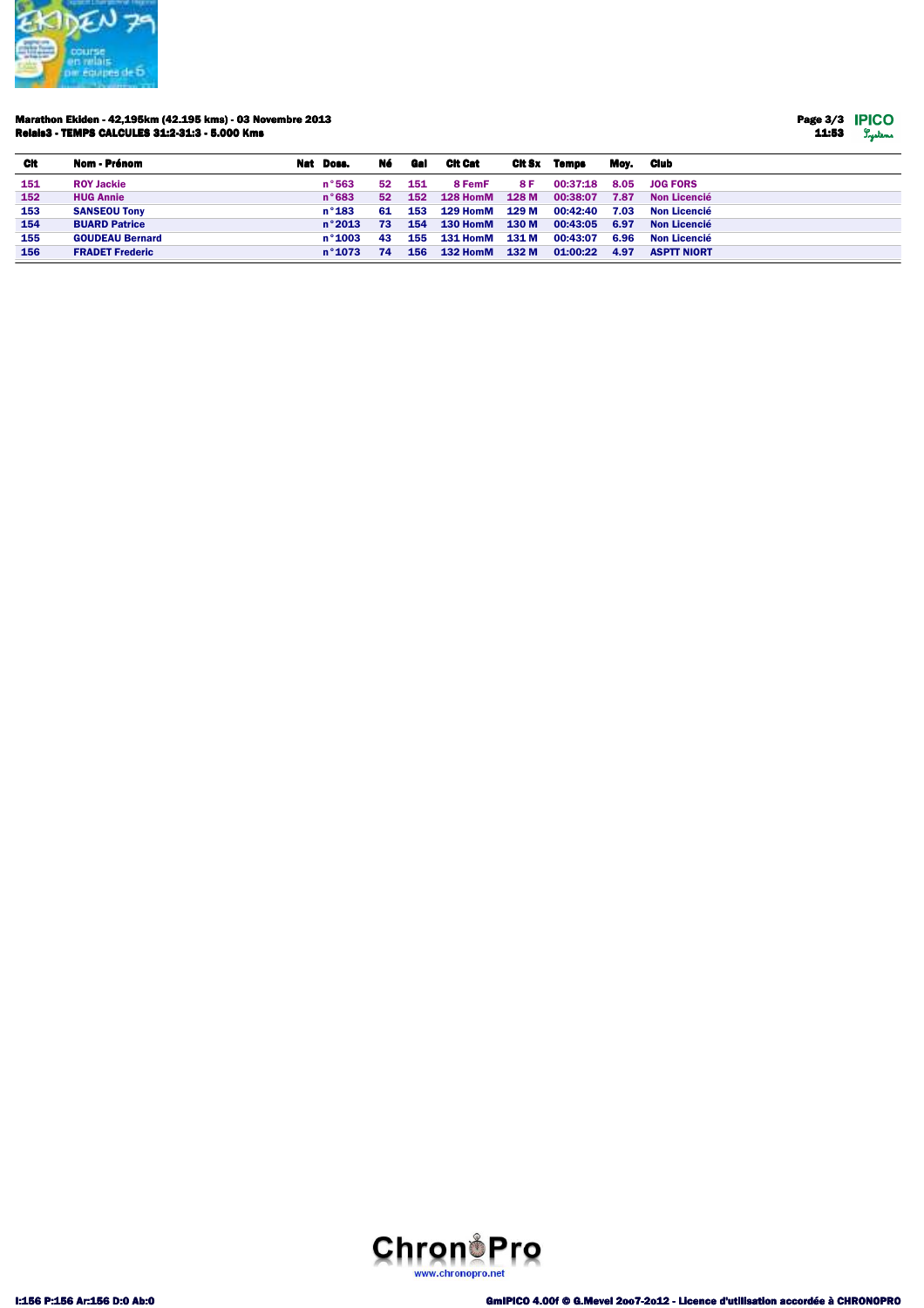Marathon Ekiden - 42,195km (42.195 kms) - 03 Novembre 2013
Relais3 - TEMPS CALCULES 31:2-31:3 - 5.000 Kms

| Clt | Nom - Prénom | Nat | Doss. | Né | Gal | Clt Cat | Clt Sx | Temps | Moy. | Club |
|---|---|---|---|---|---|---|---|---|---|---|
| 151 | ROY Jackie | | n°563 | 52 | 151 | 8 FemF | 8 F | 00:37:18 | 8.05 | JOG FORS |
| 152 | HUG Annie | | n°683 | 52 | 152 | 128 HomM | 128 M | 00:38:07 | 7.87 | Non Licencié |
| 153 | SANSEOU Tony | | n°183 | 61 | 153 | 129 HomM | 129 M | 00:42:40 | 7.03 | Non Licencié |
| 154 | BUARD Patrice | | n°2013 | 73 | 154 | 130 HomM | 130 M | 00:43:05 | 6.97 | Non Licencié |
| 155 | GOUDEAU Bernard | | n°1003 | 43 | 155 | 131 HomM | 131 M | 00:43:07 | 6.96 | Non Licencié |
| 156 | FRADET Frederic | | n°1073 | 74 | 156 | 132 HomM | 132 M | 01:00:22 | 4.97 | ASPTT NIORT |

I:156 P:156 Ar:156 D:0 Ab:0

GmIPICO 4.00f © G.Mevel 2oo7-2o12 - Licence d'utilisation accordée à CHRONOPRO